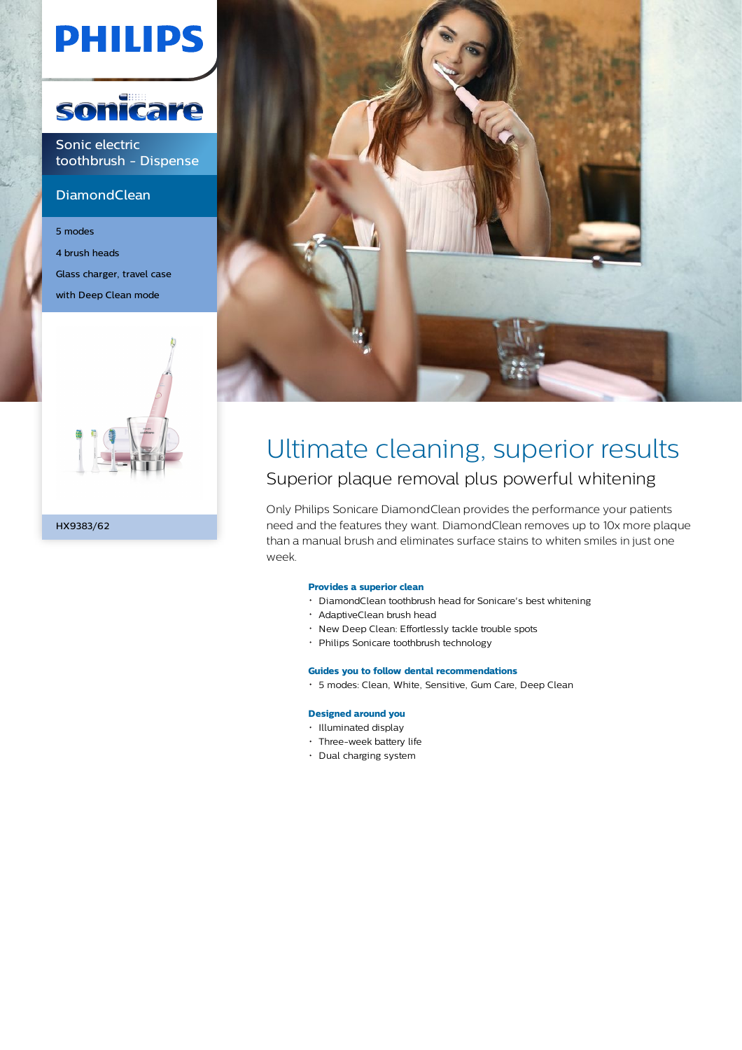PHILIPS

sonicare

Sonic electric toothbrush - Dispense

DiamondClean

5 modes

4 brush heads

Glass charger, travel case

with Deep Clean mode

HX9383/62

# Ultimate cleaning, superior results

## Superior plaque removal plus powerful whitening

Only Philips Sonicare DiamondClean provides the performance your patients need and the features they want. DiamondClean removes up to 10x more plaque than a manual brush and eliminates surface stains to whiten smiles in just one week.

**Provides a superior clean**

- DiamondClean toothbrush head for Sonicare's best whitening
- AdaptiveClean brush head
- New Deep Clean: Effortlessly tackle trouble spots
- Philips Sonicare toothbrush technology

**Guides you to follow dental recommendations**

- 5 modes: Clean, White, Sensitive, Gum Care, Deep Clean

**Designed around you**

- Illuminated display
- Three-week battery life
- Dual charging system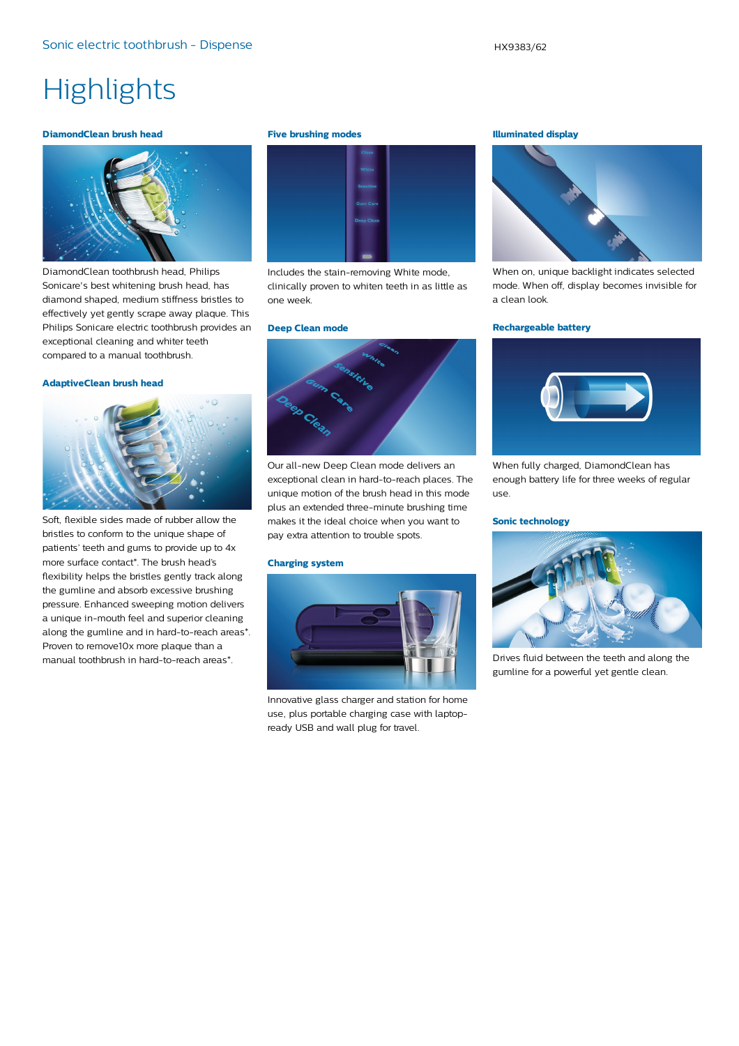# Highlights

### DiamondClean brush head

DiamondClean toothbrush head, Philips Sonicare's best whitening brush head, has diamond shaped, medium stiffness bristles to effectively yet gently scrape away plaque. This Philips Sonicare electric toothbrush provides an exceptional cleaning and whiter teeth compared to a manual toothbrush.

### AdaptiveClean brush head

Soft, flexible sides made of rubber allow the bristles to conform to the unique shape of patients' teeth and gums to provide up to 4x more surface contact*. The brush head's flexibility helps the bristles gently track along the gumline and absorb excessive brushing pressure. Enhanced sweeping motion delivers a unique in-mouth feel and superior cleaning along the gumline and in hard-to-reach areas*. Proven to remove10x more plaque than a manual toothbrush in hard-to-reach areas*.

### Five brushing modes

Includes the stain-removing White mode, clinically proven to whiten teeth in as little as one week.

### Deep Clean mode

Our all-new Deep Clean mode delivers an exceptional clean in hard-to-reach places. The unique motion of the brush head in this mode plus an extended three-minute brushing time makes it the ideal choice when you want to pay extra attention to trouble spots.

### Charging system

Innovative glass charger and station for home use, plus portable charging case with laptop-ready USB and wall plug for travel.

### Illuminated display

When on, unique backlight indicates selected mode. When off, display becomes invisible for a clean look.

### Rechargeable battery

When fully charged, DiamondClean has enough battery life for three weeks of regular use.

### Sonic technology

Drives fluid between the teeth and along the gumline for a powerful yet gentle clean.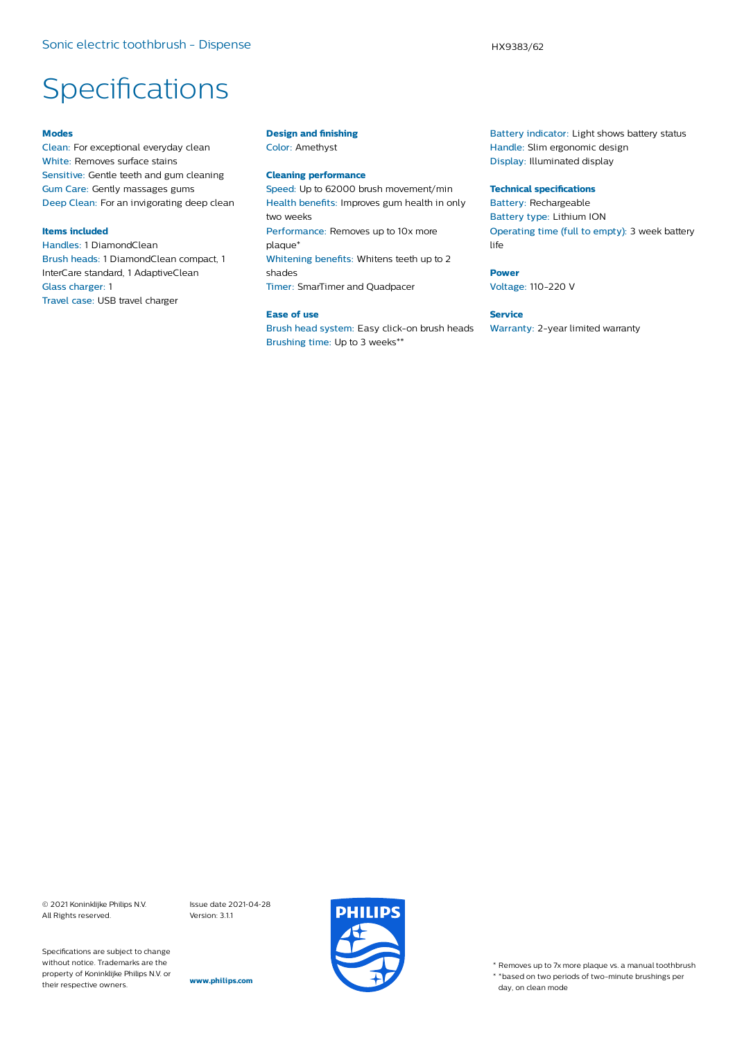# Specifications

### Modes

- Clean: For exceptional everyday clean
- White: Removes surface stains
- Sensitive: Gentle teeth and gum cleaning
- Gum Care: Gently massages gums
- Deep Clean: For an invigorating deep clean

### Items included

- Handles: 1 DiamondClean
- Brush heads: 1 DiamondClean compact, 1 InterCare standard, 1 AdaptiveClean
- Glass charger: 1
- Travel case: USB travel charger

### Design and finishing

- Color: Amethyst

### Cleaning performance

- Speed: Up to 62000 brush movement/min
- Health benefits: Improves gum health in only two weeks
- Performance: Removes up to 10x more plaque*
- Whitening benefits: Whitens teeth up to 2 shades
- Timer: SmarTimer and Quadpacer

### Ease of use

- Brush head system: Easy click-on brush heads
- Brushing time: Up to 3 weeks**
- Battery indicator: Light shows battery status
- Handle: Slim ergonomic design
- Display: Illuminated display

### Technical specifications

- Battery: Rechargeable
- Battery type: Lithium ION
- Operating time (full to empty): 3 week battery life

### Power

- Voltage: 110-220 V

### Service

- Warranty: 2-year limited warranty

© 2021 Koninklijke Philips N.V.
All Rights reserved.

Specifications are subject to change without notice. Trademarks are the property of Koninklijke Philips N.V. or their respective owners.

Issue date 2021-04-28
Version: 3.1.1

www.philips.com

\* Removes up to 7x more plaque vs. a manual toothbrush
\* *based on two periods of two-minute brushings per day, on clean mode